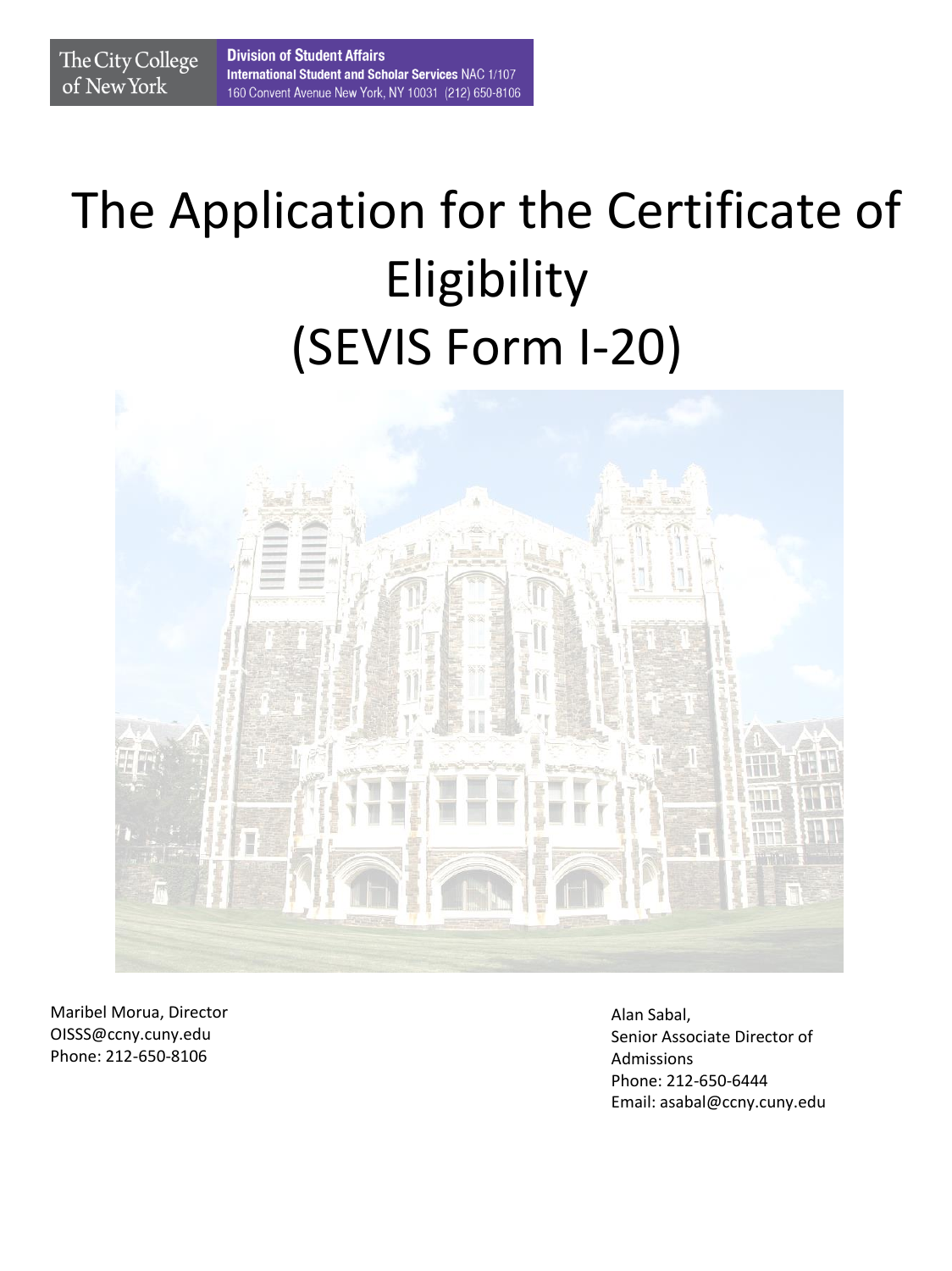The City College of New York

**Division of Student Affairs**
**International Student and Scholar Services** NAC 1/107
160 Convent Avenue New York, NY 10031 (212) 650-8106

# The Application for the Certificate of Eligibility (SEVIS Form I-20)

Maribel Morua, Director
OISSS@ccny.cuny.edu
Phone: 212-650-8106

Alan Sabal,
Senior Associate Director of Admissions
Phone: 212-650-6444
Email: asabal@ccny.cuny.edu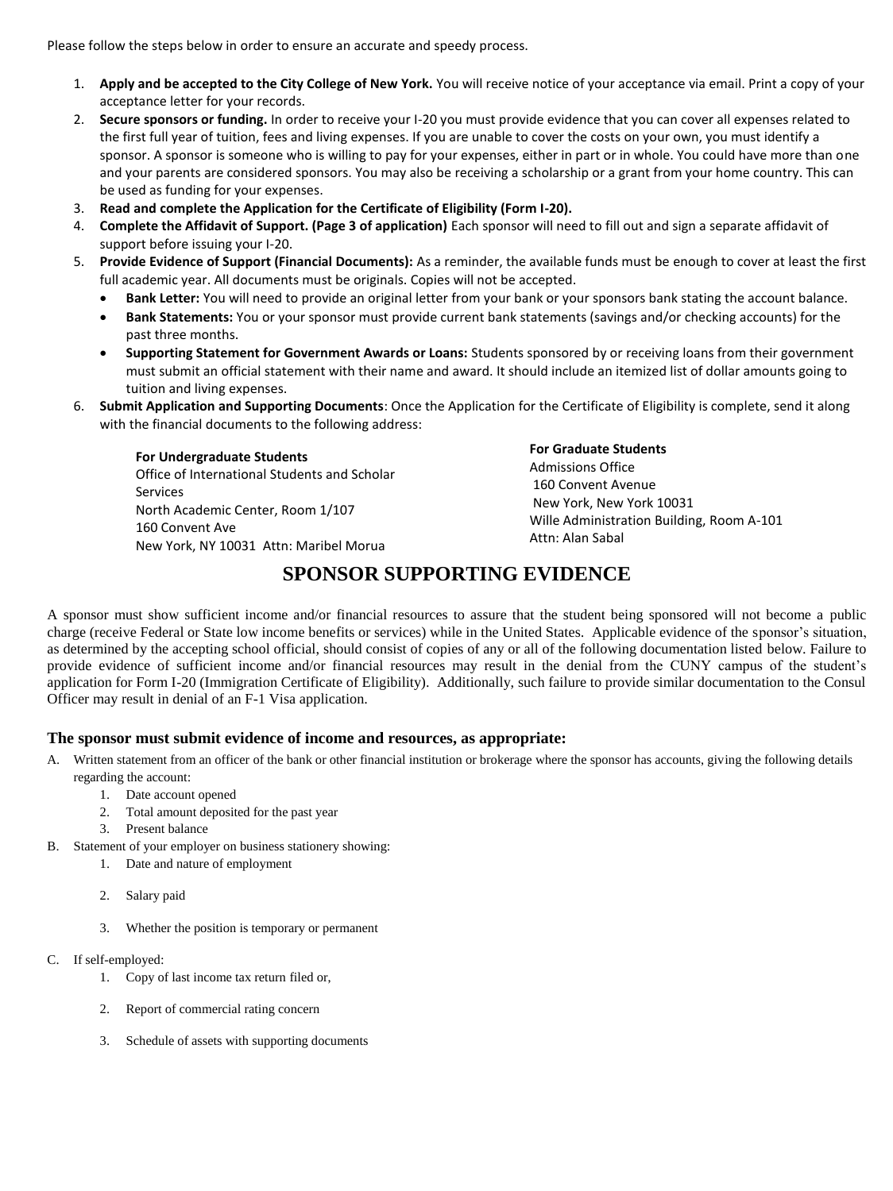Please follow the steps below in order to ensure an accurate and speedy process.

1. **Apply and be accepted to the City College of New York.** You will receive notice of your acceptance via email. Print a copy of your acceptance letter for your records.
2. **Secure sponsors or funding.** In order to receive your I-20 you must provide evidence that you can cover all expenses related to the first full year of tuition, fees and living expenses. If you are unable to cover the costs on your own, you must identify a sponsor. A sponsor is someone who is willing to pay for your expenses, either in part or in whole. You could have more than one and your parents are considered sponsors. You may also be receiving a scholarship or a grant from your home country. This can be used as funding for your expenses.
3. **Read and complete the Application for the Certificate of Eligibility (Form I-20).**
4. **Complete the Affidavit of Support. (Page 3 of application)** Each sponsor will need to fill out and sign a separate affidavit of support before issuing your I-20.
5. **Provide Evidence of Support (Financial Documents):** As a reminder, the available funds must be enough to cover at least the first full academic year. All documents must be originals. Copies will not be accepted.
   - **Bank Letter:** You will need to provide an original letter from your bank or your sponsors bank stating the account balance.
   - **Bank Statements:** You or your sponsor must provide current bank statements (savings and/or checking accounts) for the past three months.
   - **Supporting Statement for Government Awards or Loans:** Students sponsored by or receiving loans from their government must submit an official statement with their name and award. It should include an itemized list of dollar amounts going to tuition and living expenses.
6. **Submit Application and Supporting Documents**: Once the Application for the Certificate of Eligibility is complete, send it along with the financial documents to the following address:

**For Undergraduate Students**
Office of International Students and Scholar Services
North Academic Center, Room 1/107
160 Convent Ave
New York, NY 10031 Attn: Maribel Morua

**For Graduate Students**
Admissions Office
160 Convent Avenue
New York, New York 10031
Wille Administration Building, Room A-101
Attn: Alan Sabal

# SPONSOR SUPPORTING EVIDENCE

A sponsor must show sufficient income and/or financial resources to assure that the student being sponsored will not become a public charge (receive Federal or State low income benefits or services) while in the United States. Applicable evidence of the sponsor's situation, as determined by the accepting school official, should consist of copies of any or all of the following documentation listed below. Failure to provide evidence of sufficient income and/or financial resources may result in the denial from the CUNY campus of the student's application for Form I-20 (Immigration Certificate of Eligibility). Additionally, such failure to provide similar documentation to the Consul Officer may result in denial of an F-1 Visa application.

### The sponsor must submit evidence of income and resources, as appropriate:

A. Written statement from an officer of the bank or other financial institution or brokerage where the sponsor has accounts, giving the following details regarding the account:
   1. Date account opened
   2. Total amount deposited for the past year
   3. Present balance

B. Statement of your employer on business stationery showing:
   1. Date and nature of employment
   2. Salary paid
   3. Whether the position is temporary or permanent

C. If self-employed:
   1. Copy of last income tax return filed or,
   2. Report of commercial rating concern
   3. Schedule of assets with supporting documents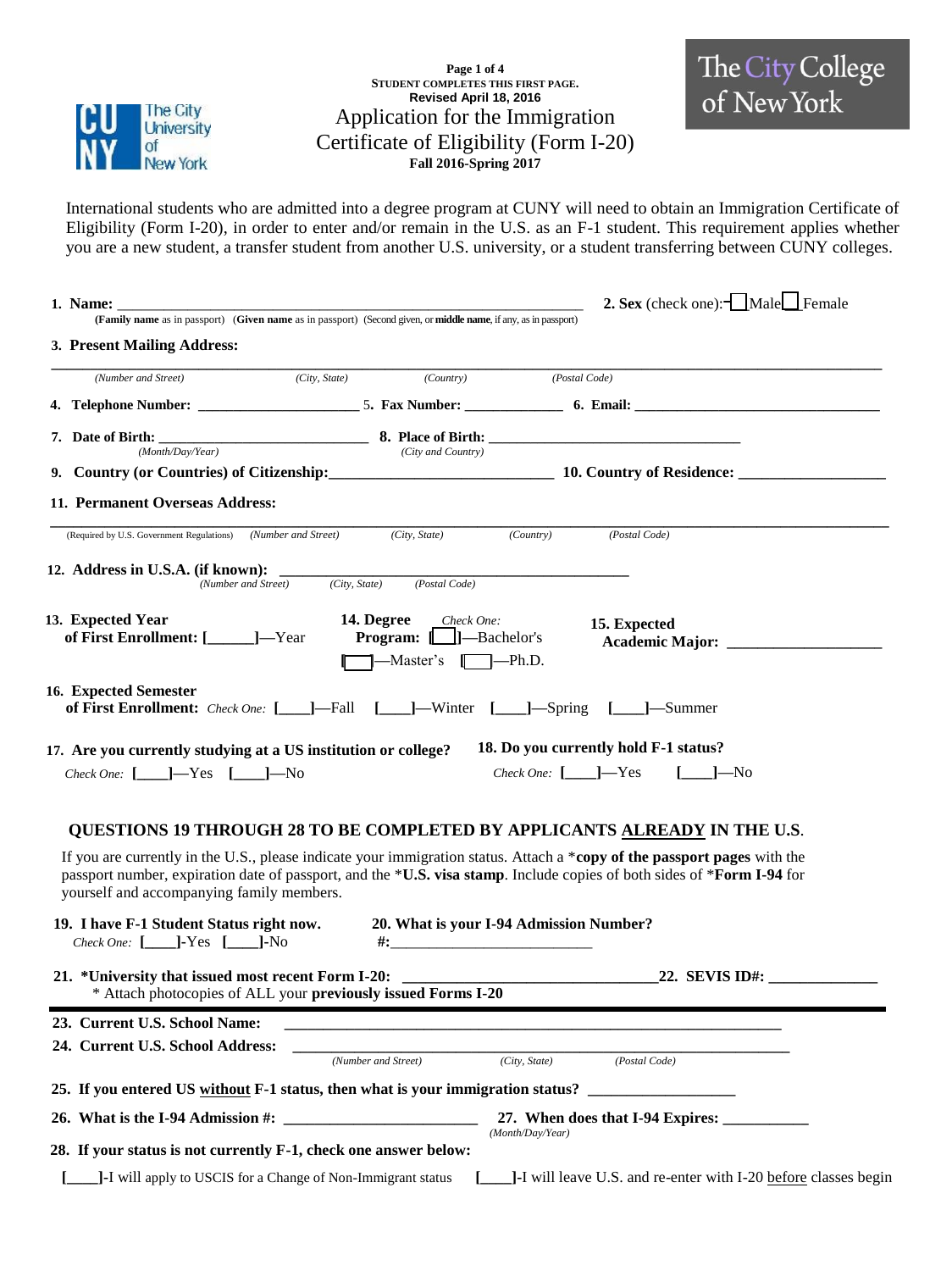STUDENT COMPLETES THIS FIRST PAGE.
Revised April 18, 2016

# Application for the Immigration Certificate of Eligibility (Form I-20)

**Fall 2016-Spring 2017**

The City College of New York

International students who are admitted into a degree program at CUNY will need to obtain an Immigration Certificate of Eligibility (Form I-20), in order to enter and/or remain in the U.S. as an F-1 student. This requirement applies whether you are a new student, a transfer student from another U.S. university, or a student transferring between CUNY colleges.

1. **Name:** ____________________________________________
   (**Family name** as in passport) (**Given name** as in passport) (Second given, or **middle name**, if any, as in passport)

2. **Sex** (check one): ☐ Male ☐ Female

3. **Present Mailing Address:**
   ____________________________________________
   *(Number and Street)* *(City, State)* *(Country)* *(Postal Code)*

4. **Telephone Number:** ____________________ 5. **Fax Number:** ____________ 6. **Email:** ______________________________

7. **Date of Birth:** ________________________
   *(Month/Day/Year)*

8. **Place of Birth:** ________________________________
   *(City and Country)*

9. **Country (or Countries) of Citizenship:**__________________________ 10. **Country of Residence:** __________________

11. **Permanent Overseas Address:**
    ____________________________________________
    (Required by U.S. Government Regulations) *(Number and Street)* *(City, State)* *(Country)* *(Postal Code)*

12. **Address in U.S.A. (if known):** ____________________________________
    *(Number and Street)* *(City, State)* *(Postal Code)*

13. **Expected Year of First Enrollment:** [______]—Year

14. **Degree Program:** *Check One:* [____]—Bachelor's [____]—Master's [____]—Ph.D.

15. **Expected Academic Major:** ____________________

16. **Expected Semester of First Enrollment:** *Check One:* [____]—Fall [____]—Winter [____]—Spring [____]—Summer

17. **Are you currently studying at a US institution or college?**
    *Check One:* [____]—Yes [____]—No

18. **Do you currently hold F-1 status?**
    *Check One:* [____]—Yes [____]—No

### QUESTIONS 19 THROUGH 28 TO BE COMPLETED BY APPLICANTS ALREADY IN THE U.S.

If you are currently in the U.S., please indicate your immigration status. Attach a ***copy of the passport pages** with the passport number, expiration date of passport, and the ***U.S. visa stamp**. Include copies of both sides of ***Form I-94** for yourself and accompanying family members.

19. **I have F-1 Student Status right now.**
    *Check One:* [____]-Yes [____]-No

20. **What is your I-94 Admission Number?**
    **#:**__________________________

21. ***University that issued most recent Form I-20:** ________________________________ 22. **SEVIS ID#:** ______________
    * Attach photocopies of ALL your **previously issued Forms I-20**

23. **Current U.S. School Name:** ____________________________________________

24. **Current U.S. School Address:** ____________________________________________
    *(Number and Street)* *(City, State)* *(Postal Code)*

25. **If you entered US without F-1 status, then what is your immigration status?** __________________

26. **What is the I-94 Admission #:** ________________________ 27. **When does that I-94 Expires:** __________
    *(Month/Day/Year)*

28. **If your status is not currently F-1, check one answer below:**

    [____]-I will apply to USCIS for a Change of Non-Immigrant status [____]-I will leave U.S. and re-enter with I-20 before classes begin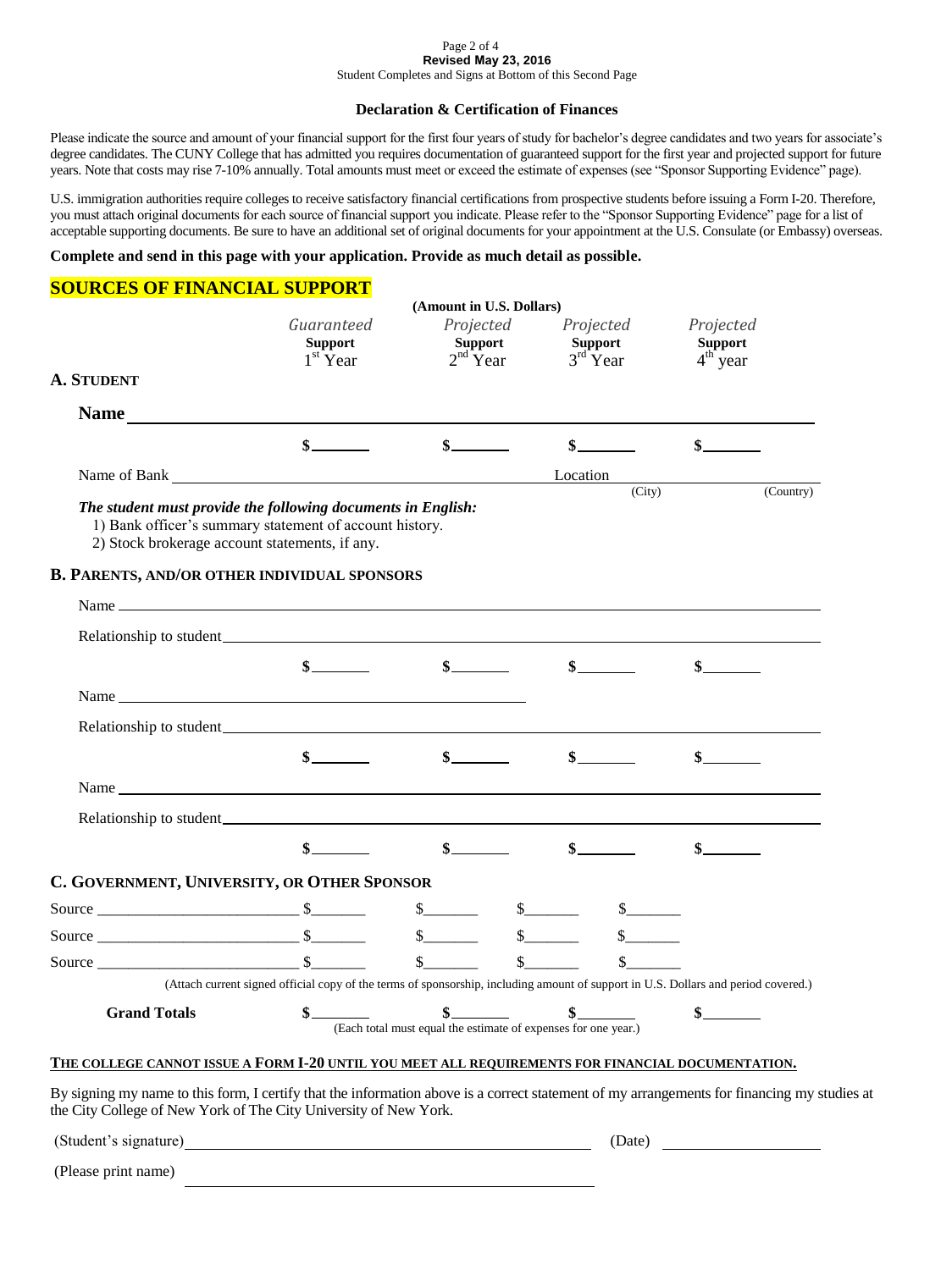**Revised May 23, 2016**

Student Completes and Signs at Bottom of this Second Page

**Declaration & Certification of Finances**

Please indicate the source and amount of your financial support for the first four years of study for bachelor's degree candidates and two years for associate's degree candidates. The CUNY College that has admitted you requires documentation of guaranteed support for the first year and projected support for future years. Note that costs may rise 7-10% annually. Total amounts must meet or exceed the estimate of expenses (see "Sponsor Supporting Evidence" page).

U.S. immigration authorities require colleges to receive satisfactory financial certifications from prospective students before issuing a Form I-20. Therefore, you must attach original documents for each source of financial support you indicate. Please refer to the "Sponsor Supporting Evidence" page for a list of acceptable supporting documents. Be sure to have an additional set of original documents for your appointment at the U.S. Consulate (or Embassy) overseas.

**Complete and send in this page with your application. Provide as much detail as possible.**

## SOURCES OF FINANCIAL SUPPORT

**(Amount in U.S. Dollars)**

| | *Guaranteed* **Support** 1st Year | *Projected* **Support** 2nd Year | *Projected* **Support** 3rd Year | *Projected* **Support** 4th year |
|---|---|---|---|---|

### A. STUDENT

**Name** ______________________________

| | $_______ | $_______ | $_______ | $_______ |
|---|---|---|---|---|

Name of Bank ______________________________ Location ______________ (City) ______________ (Country)

***The student must provide the following documents in English:***

1) Bank officer's summary statement of account history.
2) Stock brokerage account statements, if any.

### B. PARENTS, AND/OR OTHER INDIVIDUAL SPONSORS

Name ______________________________

Relationship to student ______________________________

| | $_______ | $_______ | $_______ | $_______ |
|---|---|---|---|---|

Name ______________________________

Relationship to student ______________________________

| | $_______ | $_______ | $_______ | $_______ |
|---|---|---|---|---|

Name ______________________________

Relationship to student ______________________________

| | $_______ | $_______ | $_______ | $_______ |
|---|---|---|---|---|

### C. GOVERNMENT, UNIVERSITY, OR OTHER SPONSOR

| | | | | |
|---|---|---|---|---|
| Source ____________________ | $_______ | $_______ | $_______ | $_______ |
| Source ____________________ | $_______ | $_______ | $_______ | $_______ |
| Source ____________________ | $_______ | $_______ | $_______ | $_______ |

(Attach current signed official copy of the terms of sponsorship, including amount of support in U.S. Dollars and period covered.)

| **Grand Totals** | $_______ | $_______ | $_______ | $_______ |
|---|---|---|---|---|

(Each total must equal the estimate of expenses for one year.)

**THE COLLEGE CANNOT ISSUE A FORM I-20 UNTIL YOU MEET ALL REQUIREMENTS FOR FINANCIAL DOCUMENTATION.**

By signing my name to this form, I certify that the information above is a correct statement of my arrangements for financing my studies at the City College of New York of The City University of New York.

(Student's signature) ______________________________ (Date) ______________

(Please print name) ______________________________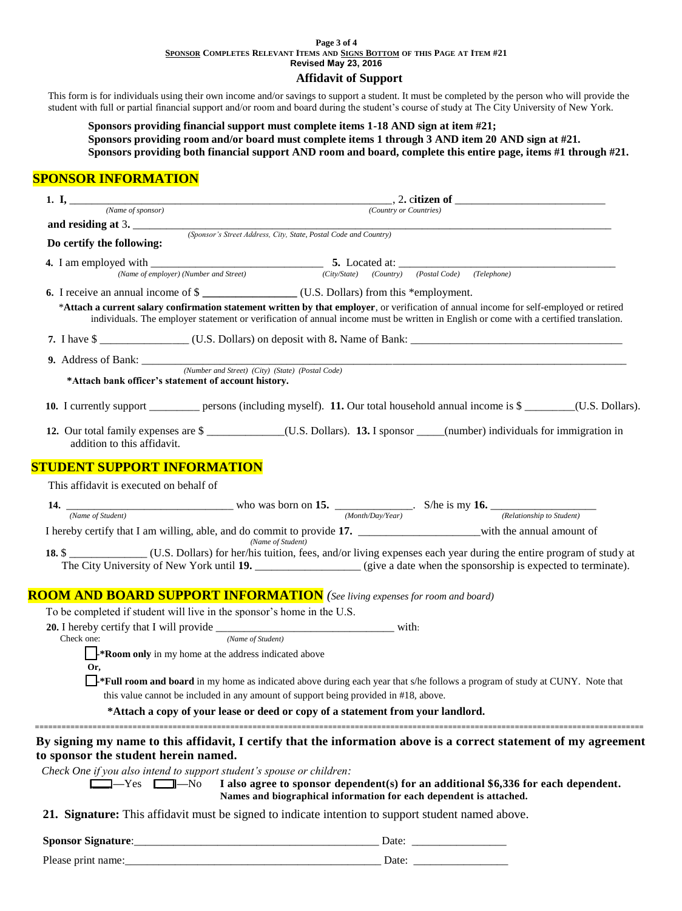**SPONSOR COMPLETES RELEVANT ITEMS AND SIGNS BOTTOM OF THIS PAGE AT ITEM #21**
**Revised May 23, 2016**

# Affidavit of Support

This form is for individuals using their own income and/or savings to support a student. It must be completed by the person who will provide the student with full or partial financial support and/or room and board during the student's course of study at The City University of New York.

**Sponsors providing financial support must complete items 1-18 AND sign at item #21;**
**Sponsors providing room and/or board must complete items 1 through 3 AND item 20 AND sign at #21.**
**Sponsors providing both financial support AND room and board, complete this entire page, items #1 through #21.**

## SPONSOR INFORMATION

**1. I,** ____________________________________________ (*Name of sponsor*), **2. citizen of** ____________________ (*Country or Countries*)

**and residing at** 3. ____________________________________________ (*Sponsor's Street Address, City, State, Postal Code and Country*)

**Do certify the following:**

**4.** I am employed with ____________________ (*Name of employer) (Number and Street)* **5.** Located at: ____________________ *(City/State) (Country) (Postal Code) (Telephone)*

**6.** I receive an annual income of $ ____________ (U.S. Dollars) from this *employment.

*__Attach a current salary confirmation statement written by that employer__, or verification of annual income for self-employed or retired individuals. The employer statement or verification of annual income must be written in English or come with a certified translation.

**7.** I have $ ____________ (U.S. Dollars) on deposit with 8**.** Name of Bank: ____________________

**9.** Address of Bank: ____________________ *(Number and Street) (City) (State) (Postal Code)*

**\*Attach bank officer's statement of account history.**

**10.** I currently support ________ persons (including myself). **11.** Our total household annual income is $ ________(U.S. Dollars).

**12.** Our total family expenses are $ ____________(U.S. Dollars). **13.** I sponsor _____(number) individuals for immigration in addition to this affidavit.

## STUDENT SUPPORT INFORMATION

This affidavit is executed on behalf of

**14.** ____________________ (*Name of Student*) who was born on **15.** ____________ (*Month/Day/Year*). S/he is my **16.** ____________ (*Relationship to Student*)

I hereby certify that I am willing, able, and do commit to provide **17.** ____________________ (*Name of Student*) with the annual amount of

**18.** $ ____________ (U.S. Dollars) for her/his tuition, fees, and/or living expenses each year during the entire program of study at The City University of New York until **19.** ________________ (give a date when the sponsorship is expected to terminate).

## ROOM AND BOARD SUPPORT INFORMATION *(See living expenses for room and board)*

To be completed if student will live in the sponsor's home in the U.S.

**20.** I hereby certify that I will provide ____________________ (*Name of Student*) with:

Check one:

- ☐ -**\*Room only** in my home at the address indicated above

**Or,**

- ☐ -**\*Full room and board** in my home as indicated above during each year that s/he follows a program of study at CUNY. Note that this value cannot be included in any amount of support being provided in #18, above.

**\*Attach a copy of your lease or deed or copy of a statement from your landlord.**

---

**By signing my name to this affidavit, I certify that the information above is a correct statement of my agreement to sponsor the student herein named.**

*Check One if you also intend to support student's spouse or children:*

☐—Yes ☐—No **I also agree to sponsor dependent(s) for an additional $6,336 for each dependent. Names and biographical information for each dependent is attached.**

**21. Signature:** This affidavit must be signed to indicate intention to support student named above.

**Sponsor Signature**:________________________________ Date: ______________

Please print name:________________________________ Date: ______________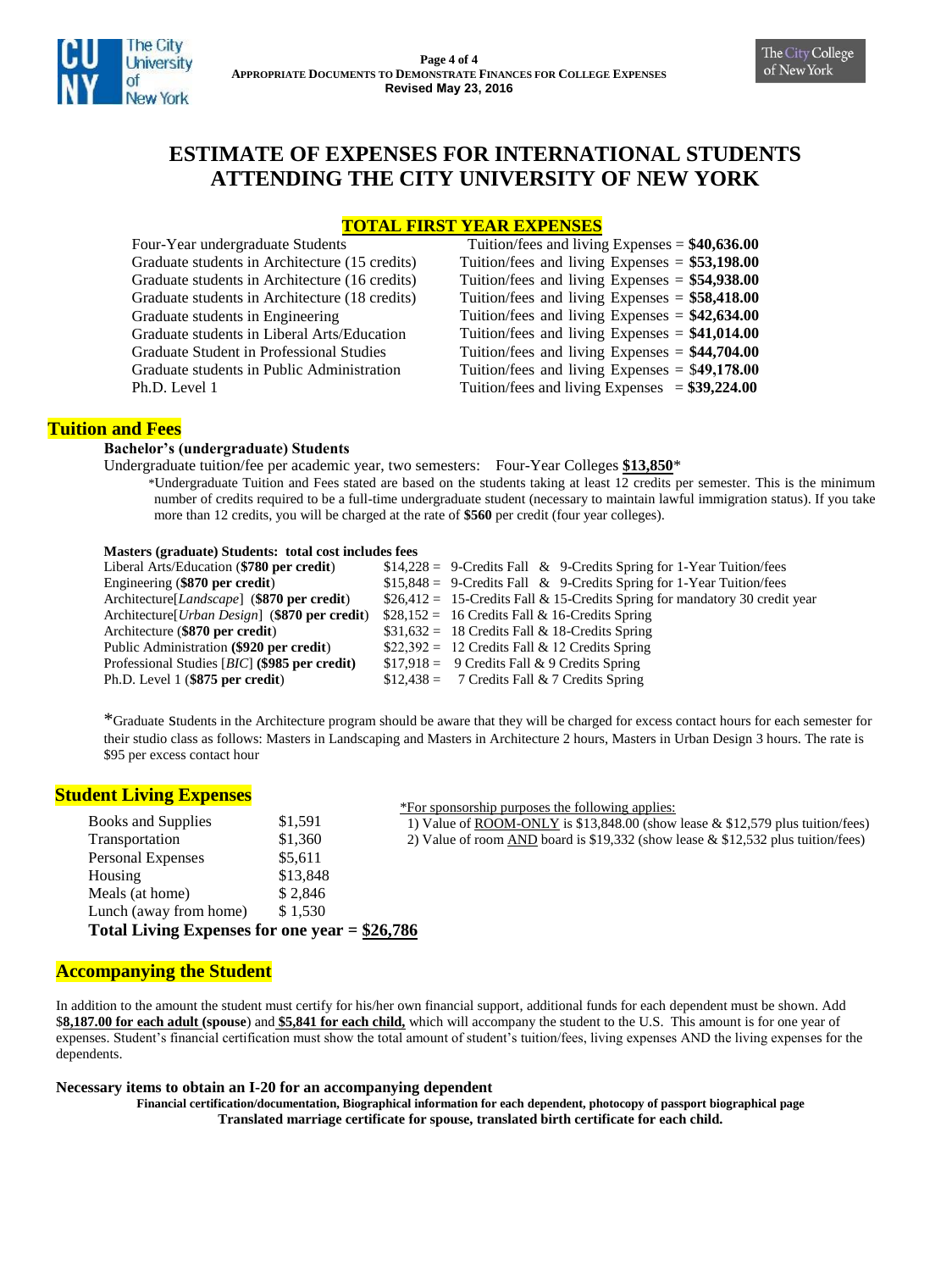# ESTIMATE OF EXPENSES FOR INTERNATIONAL STUDENTS ATTENDING THE CITY UNIVERSITY OF NEW YORK

## TOTAL FIRST YEAR EXPENSES

| | |
|---|---|
| Four-Year undergraduate Students | Tuition/fees and living Expenses = **$40,636.00** |
| Graduate students in Architecture (15 credits) | Tuition/fees and living Expenses = **$53,198.00** |
| Graduate students in Architecture (16 credits) | Tuition/fees and living Expenses = **$54,938.00** |
| Graduate students in Architecture (18 credits) | Tuition/fees and living Expenses = **$58,418.00** |
| Graduate students in Engineering | Tuition/fees and living Expenses = **$42,634.00** |
| Graduate students in Liberal Arts/Education | Tuition/fees and living Expenses = **$41,014.00** |
| Graduate Student in Professional Studies | Tuition/fees and living Expenses = **$44,704.00** |
| Graduate students in Public Administration | Tuition/fees and living Expenses = $**49,178.00** |
| Ph.D. Level 1 | Tuition/fees and living Expenses = **$39,224.00** |

## Tuition and Fees

**Bachelor's (undergraduate) Students**

Undergraduate tuition/fee per academic year, two semesters: Four-Year Colleges **$13,850***

*Undergraduate Tuition and Fees stated are based on the students taking at least 12 credits per semester. This is the minimum number of credits required to be a full-time undergraduate student (necessary to maintain lawful immigration status). If you take more than 12 credits, you will be charged at the rate of **$560** per credit (four year colleges).

**Masters (graduate) Students: total cost includes fees**

| | | |
|---|---|---|
| Liberal Arts/Education (**$780 per credit**) | $14,228 = | 9-Credits Fall & 9-Credits Spring for 1-Year Tuition/fees |
| Engineering (**$870 per credit**) | $15,848 = | 9-Credits Fall & 9-Credits Spring for 1-Year Tuition/fees |
| Architecture[*Landscape*] (**$870 per credit**) | $26,412 = | 15-Credits Fall & 15-Credits Spring for mandatory 30 credit year |
| Architecture[*Urban Design*] (**$870 per credit**) | $28,152 = | 16 Credits Fall & 16-Credits Spring |
| Architecture (**$870 per credit**) | $31,632 = | 18 Credits Fall & 18-Credits Spring |
| Public Administration **($920 per credit**) | $22,392 = | 12 Credits Fall & 12 Credits Spring |
| Professional Studies [*BIC*] (**$985 per credit**) | $17,918 = | 9 Credits Fall & 9 Credits Spring |
| Ph.D. Level 1 (**$875 per credit**) | $12,438 = | 7 Credits Fall & 7 Credits Spring |

*Graduate Students in the Architecture program should be aware that they will be charged for excess contact hours for each semester for their studio class as follows: Masters in Landscaping and Masters in Architecture 2 hours, Masters in Urban Design 3 hours. The rate is $95 per excess contact hour

## Student Living Expenses

| | |
|---|---|
| Books and Supplies | $1,591 |
| Transportation | $1,360 |
| Personal Expenses | $5,611 |
| Housing | $13,848 |
| Meals (at home) | $ 2,846 |
| Lunch (away from home) | $ 1,530 |

**Total Living Expenses for one year = $26,786**

*For sponsorship purposes the following applies:

1) Value of ROOM-ONLY is $13,848.00 (show lease & $12,579 plus tuition/fees)
2) Value of room AND board is $19,332 (show lease & $12,532 plus tuition/fees)

## Accompanying the Student

In addition to the amount the student must certify for his/her own financial support, additional funds for each dependent must be shown. Add $**8,187.00 for each adult (spouse**) and **$5,841 for each child,** which will accompany the student to the U.S. This amount is for one year of expenses. Student's financial certification must show the total amount of student's tuition/fees, living expenses AND the living expenses for the dependents.

**Necessary items to obtain an I-20 for an accompanying dependent**

**Financial certification/documentation, Biographical information for each dependent, photocopy of passport biographical page**
**Translated marriage certificate for spouse, translated birth certificate for each child.**